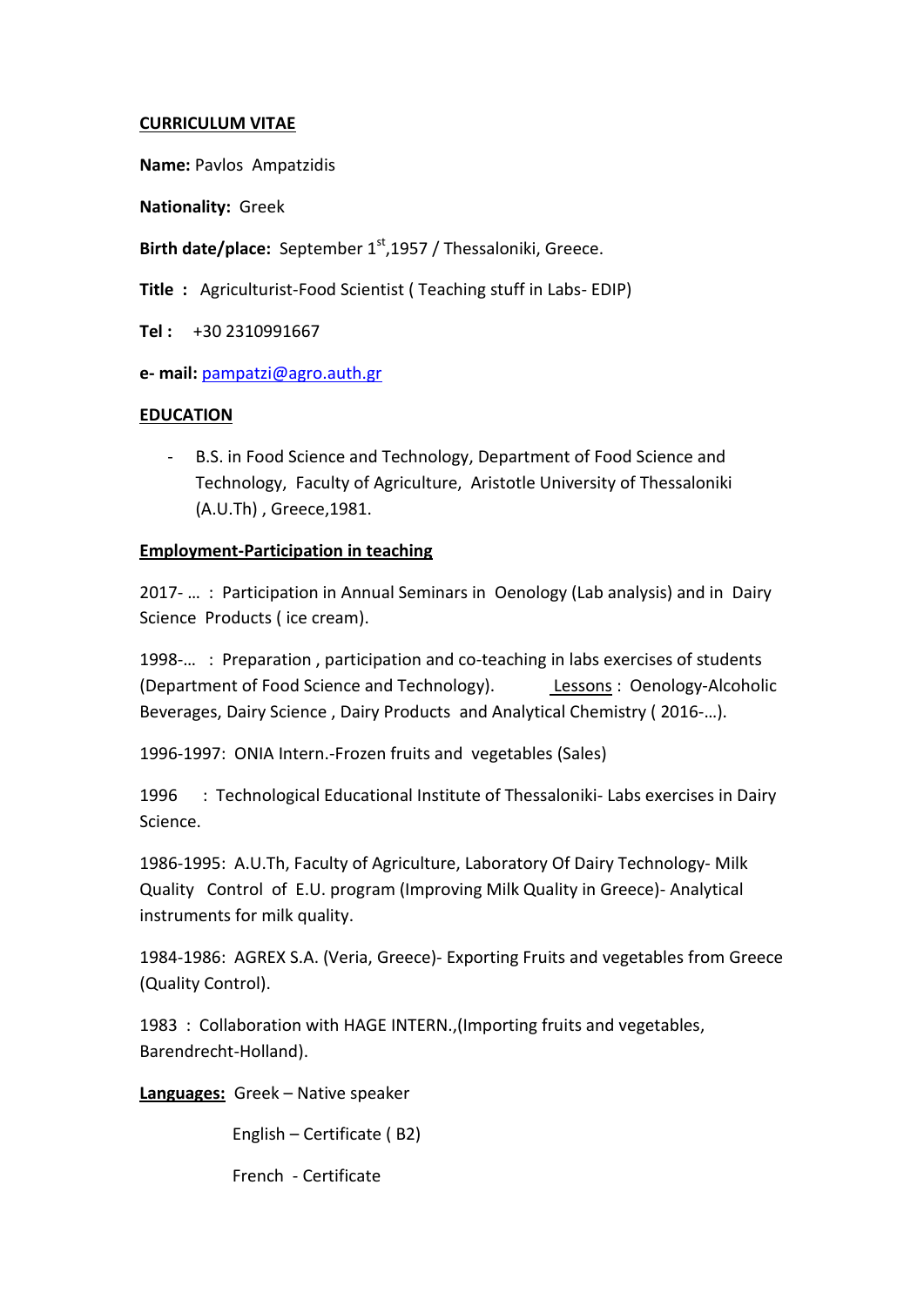**CURRICULUM VITAE**

**Name:** Pavlos Ampatzidis

**Nationality:** Greek

**Birth date/place:** September 1st,1957 / Thessaloniki, Greece.

**Title :** Agriculturist-Food Scientist ( Teaching stuff in Labs- EDIP)

**Tel :** +30 2310991667

**e- mail:** pampatzi@agro.auth.gr

**EDUCATION**

- B.S. in Food Science and Technology, Department of Food Science and Technology, Faculty of Agriculture, Aristotle University of Thessaloniki (A.U.Th) , Greece,1981.

**Employment-Participation in teaching**

2017- … : Participation in Annual Seminars in Oenology (Lab analysis) and in Dairy Science Products ( ice cream).

1998-… : Preparation , participation and co-teaching in labs exercises of students (Department of Food Science and Technology). Lessons : Oenology-Alcoholic Beverages, Dairy Science , Dairy Products and Analytical Chemistry ( 2016-…).

1996-1997: ONIA Intern.-Frozen fruits and vegetables (Sales)

1996 : Technological Educational Institute of Thessaloniki- Labs exercises in Dairy Science.

1986-1995: A.U.Th, Faculty of Agriculture, Laboratory Of Dairy Technology- Milk Quality Control of E.U. program (Improving Milk Quality in Greece)- Analytical instruments for milk quality.

1984-1986: AGREX S.A. (Veria, Greece)- Exporting Fruits and vegetables from Greece (Quality Control).

1983 : Collaboration with HAGE INTERN.,(Importing fruits and vegetables, Barendrecht-Holland).

**Languages:** Greek – Native speaker

English – Certificate ( B2)

French - Certificate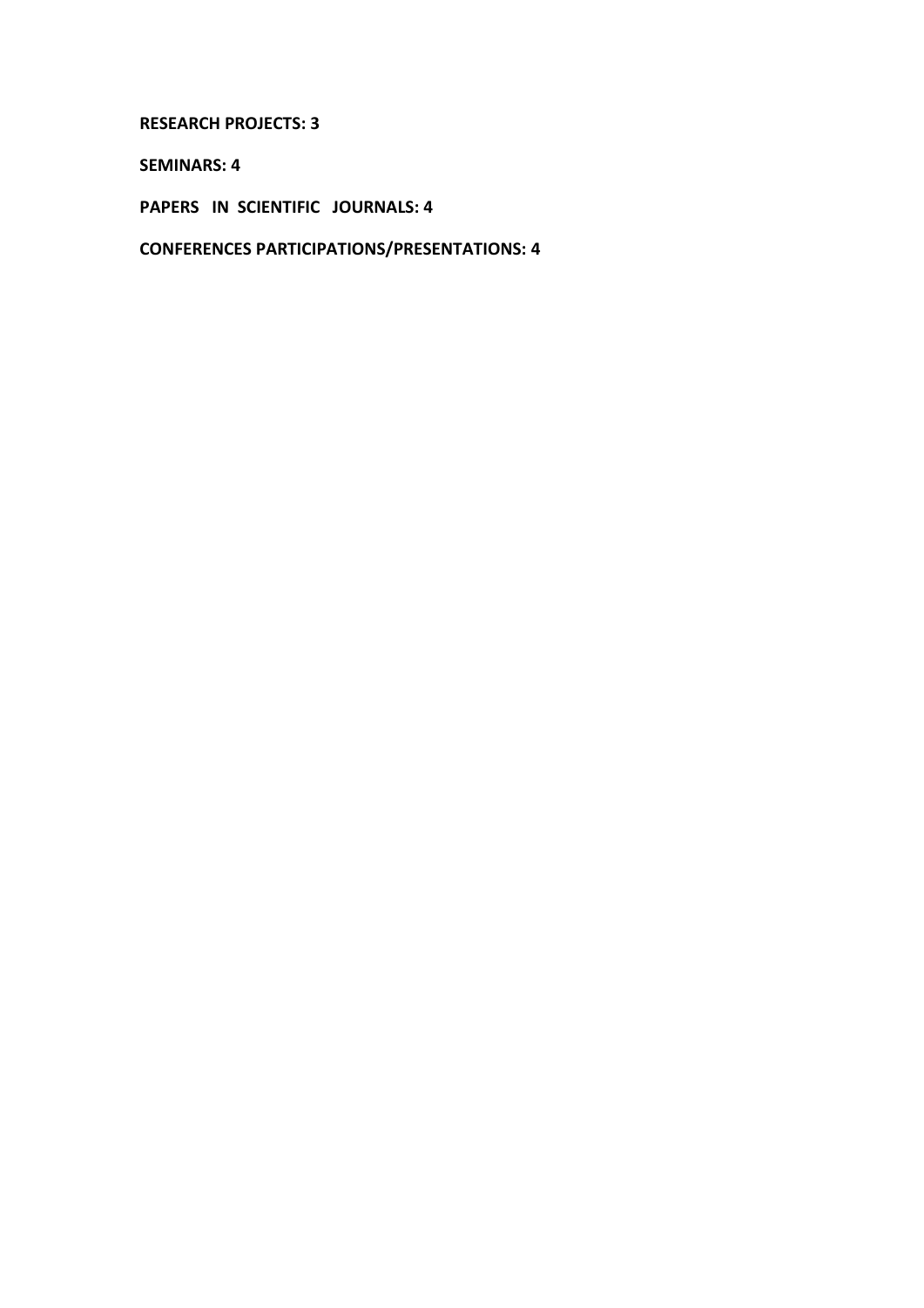**RESEARCH PROJECTS: 3**

**SEMINARS: 4**

**PAPERS IN SCIENTIFIC JOURNALS: 4**

**CONFERENCES PARTICIPATIONS/PRESENTATIONS: 4**